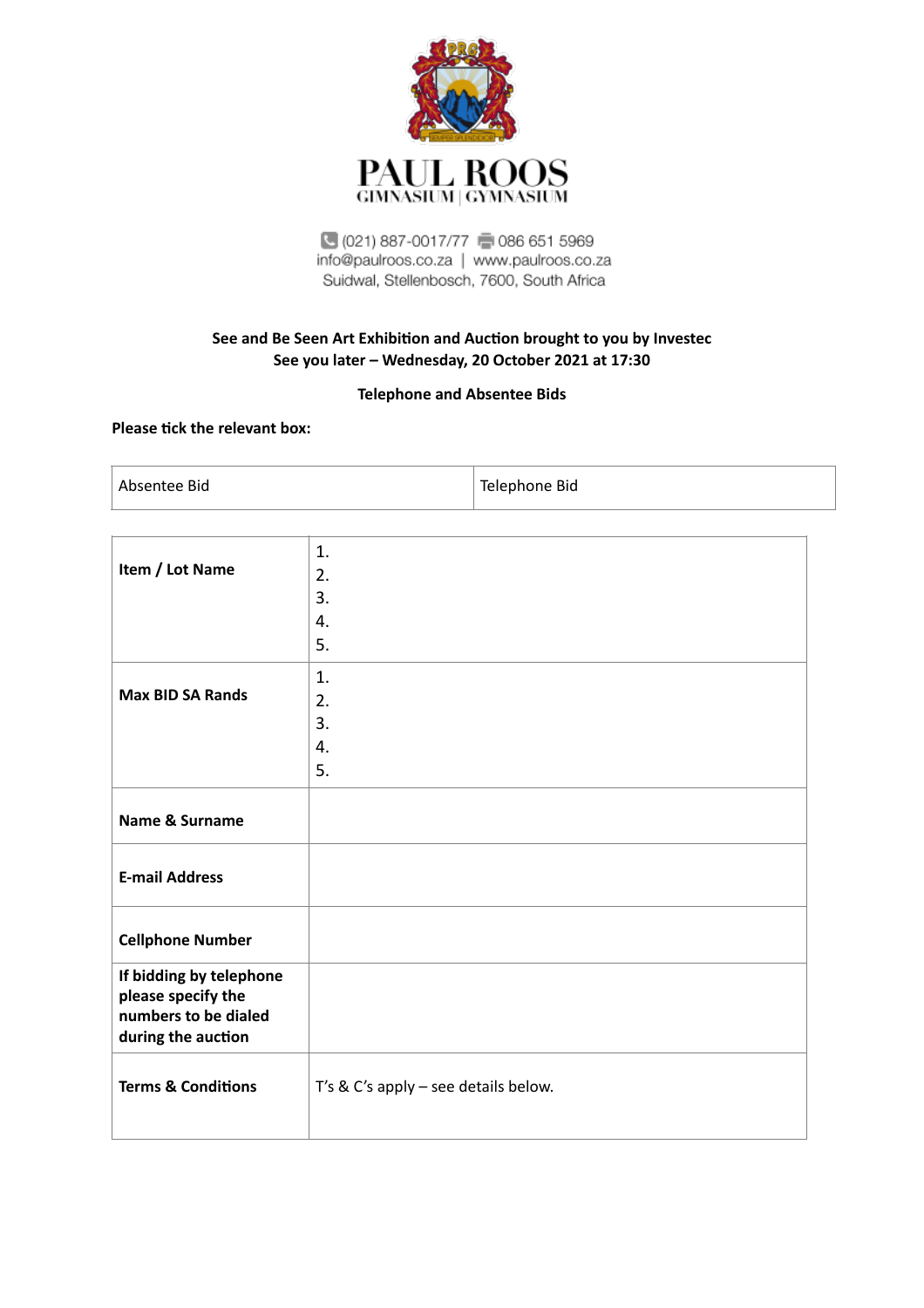# PAUL ROOS

GIMNASIUM | GYMNASIUM

(021) 887-0017/77 086 651 5969
info@paulroos.co.za | www.paulroos.co.za
Suidwal, Stellenbosch, 7600, South Africa

**See and Be Seen Art Exhibition and Auction brought to you by Investec**
**See you later – Wednesday, 20 October 2021 at 17:30**

**Telephone and Absentee Bids**

**Please tick the relevant box:**

| | |
|---|---|
| Absentee Bid | Telephone Bid |

| | |
|---|---|
| **Item / Lot Name** | 1.<br>2.<br>3.<br>4.<br>5. |
| **Max BID SA Rands** | 1.<br>2.<br>3.<br>4.<br>5. |
| **Name & Surname** | |
| **E-mail Address** | |
| **Cellphone Number** | |
| **If bidding by telephone please specify the numbers to be dialed during the auction** | |
| **Terms & Conditions** | T's & C's apply – see details below. |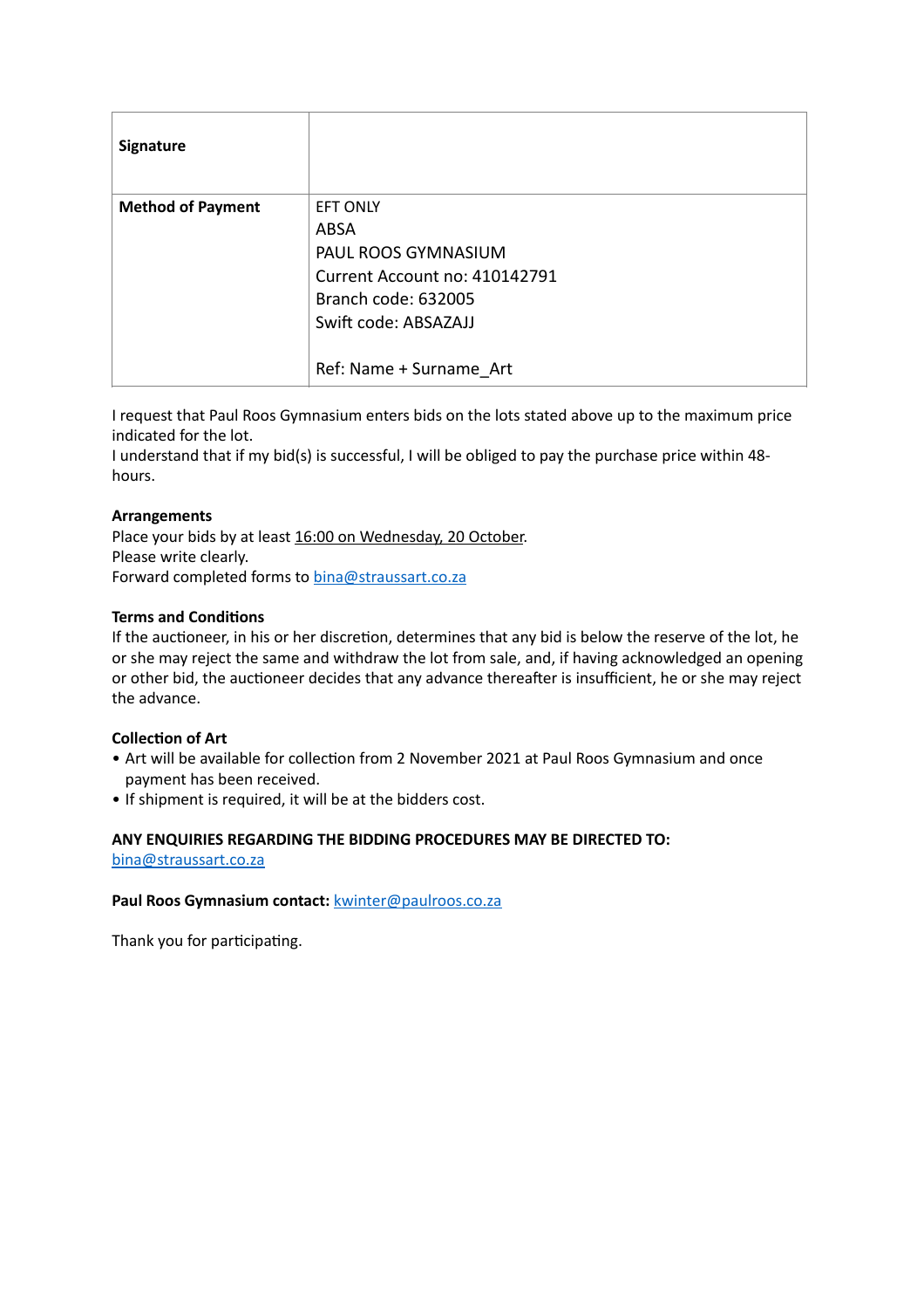| | |
|---|---|
| **Signature** | |
| **Method of Payment** | EFT ONLY<br>ABSA<br>PAUL ROOS GYMNASIUM<br>Current Account no: 410142791<br>Branch code: 632005<br>Swift code: ABSAZAJJ<br><br>Ref: Name + Surname_Art |

I request that Paul Roos Gymnasium enters bids on the lots stated above up to the maximum price indicated for the lot.
I understand that if my bid(s) is successful, I will be obliged to pay the purchase price within 48-hours.

**Arrangements**
Place your bids by at least 16:00 on Wednesday, 20 October.
Please write clearly.
Forward completed forms to bina@straussart.co.za

**Terms and Conditions**
If the auctioneer, in his or her discretion, determines that any bid is below the reserve of the lot, he or she may reject the same and withdraw the lot from sale, and, if having acknowledged an opening or other bid, the auctioneer decides that any advance thereafter is insufficient, he or she may reject the advance.

**Collection of Art**
- Art will be available for collection from 2 November 2021 at Paul Roos Gymnasium and once payment has been received.
- If shipment is required, it will be at the bidders cost.

**ANY ENQUIRIES REGARDING THE BIDDING PROCEDURES MAY BE DIRECTED TO:**
bina@straussart.co.za

**Paul Roos Gymnasium contact:** kwinter@paulroos.co.za

Thank you for participating.